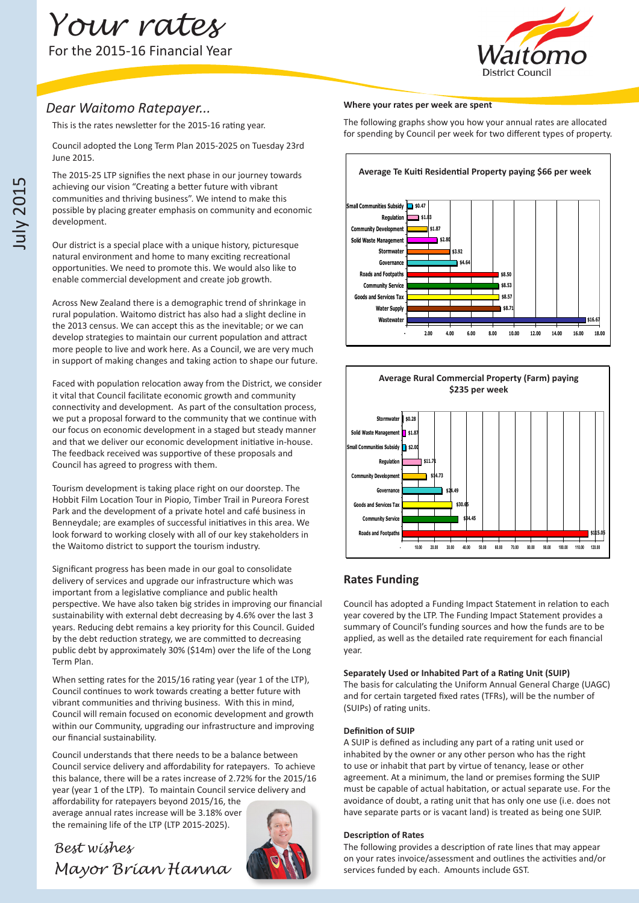# *Your rates*

For the 2015-16 Financial Year

## *Dear Waitomo Ratepayer...*

This is the rates newsletter for the 2015-16 rating year.

Council adopted the Long Term Plan 2015-2025 on Tuesday 23rd June 2015.

The 2015-25 LTP signifies the next phase in our journey towards achieving our vision "Creating a better future with vibrant communities and thriving business". We intend to make this possible by placing greater emphasis on community and economic development.

Our district is a special place with a unique history, picturesque natural environment and home to many exciting recreational opportunities. We need to promote this. We would also like to enable commercial development and create job growth.

Across New Zealand there is a demographic trend of shrinkage in rural population. Waitomo district has also had a slight decline in the 2013 census. We can accept this as the inevitable; or we can develop strategies to maintain our current population and attract more people to live and work here. As a Council, we are very much in support of making changes and taking action to shape our future.

Faced with population relocation away from the District, we consider it vital that Council facilitate economic growth and community connectivity and development. As part of the consultation process, we put a proposal forward to the community that we continue with our focus on economic development in a staged but steady manner and that we deliver our economic development initiative in-house. The feedback received was supportive of these proposals and Council has agreed to progress with them.

Tourism development is taking place right on our doorstep. The Hobbit Film Location Tour in Piopio, Timber Trail in Pureora Forest Park and the development of a private hotel and café business in Benneydale; are examples of successful initiatives in this area. We look forward to working closely with all of our key stakeholders in the Waitomo district to support the tourism industry.

Significant progress has been made in our goal to consolidate delivery of services and upgrade our infrastructure which was important from a legislative compliance and public health perspective. We have also taken big strides in improving our financial sustainability with external debt decreasing by 4.6% over the last 3 years. Reducing debt remains a key priority for this Council. Guided by the debt reduction strategy, we are committed to decreasing public debt by approximately 30% ($14m) over the life of the Long Term Plan.

When setting rates for the 2015/16 rating year (year 1 of the LTP), Council continues to work towards creating a better future with vibrant communities and thriving business. With this in mind, Council will remain focused on economic development and growth within our Community, upgrading our infrastructure and improving our financial sustainability.

Council understands that there needs to be a balance between Council service delivery and affordability for ratepayers. To achieve this balance, there will be a rates increase of 2.72% for the 2015/16 year (year 1 of the LTP). To maintain Council service delivery and affordability for ratepayers beyond 2015/16, the average annual rates increase will be 3.18% over the remaining life of the LTP (LTP 2015-2025).

*Best wishes*
*Mayor Brian Hanna*

**Where your rates per week are spent**

The following graphs show you how your annual rates are allocated for spending by Council per week for two different types of property.

**Average Te Kuiti Residential Property paying $66 per week**

| Activity | Per week |
|---|---|
| Small Communities Subsidy | $0.47 |
| Regulation | $1.03 |
| Community Development | $1.87 |
| Solid Waste Management | $2.80 |
| Stormwater | $3.92 |
| Governance | $4.64 |
| Roads and Footpaths | $8.50 |
| Community Service | $8.53 |
| Goods and Services Tax | $8.57 |
| Water Supply | $8.71 |
| Wastewater | $16.67 |

**Average Rural Commercial Property (Farm) paying $235 per week**

| Activity | Per week |
|---|---|
| Stormwater | $0.28 |
| Solid Waste Management | $1.87 |
| Small Communities Subsidy | $2.00 |
| Regulation | $11.71 |
| Community Development | $14.73 |
| Governance | $24.49 |
| Goods and Services Tax | $30.65 |
| Community Service | $34.45 |
| Roads and Footpaths | $115.05 |

## Rates Funding

Council has adopted a Funding Impact Statement in relation to each year covered by the LTP. The Funding Impact Statement provides a summary of Council's funding sources and how the funds are to be applied, as well as the detailed rate requirement for each financial year.

**Separately Used or Inhabited Part of a Rating Unit (SUIP)**
The basis for calculating the Uniform Annual General Charge (UAGC) and for certain targeted fixed rates (TFRs), will be the number of (SUIPs) of rating units.

**Definition of SUIP**
A SUIP is defined as including any part of a rating unit used or inhabited by the owner or any other person who has the right to use or inhabit that part by virtue of tenancy, lease or other agreement. At a minimum, the land or premises forming the SUIP must be capable of actual habitation, or actual separate use. For the avoidance of doubt, a rating unit that has only one use (i.e. does not have separate parts or is vacant land) is treated as being one SUIP.

**Description of Rates**
The following provides a description of rate lines that may appear on your rates invoice/assessment and outlines the activities and/or services funded by each. Amounts include GST.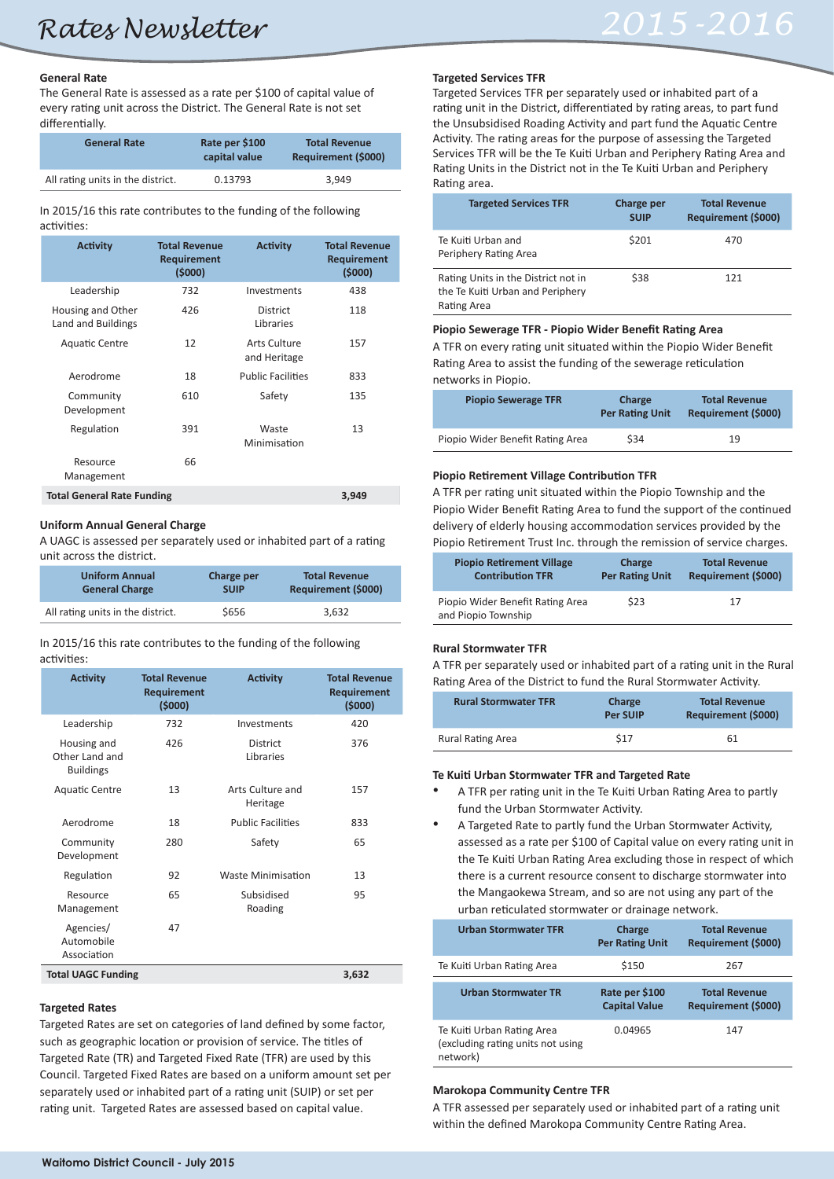## General Rate

The General Rate is assessed as a rate per $100 of capital value of every rating unit across the District. The General Rate is not set differentially.

| General Rate | Rate per $100 capital value | Total Revenue Requirement ($000) |
|---|---|---|
| All rating units in the district. | 0.13793 | 3,949 |

In 2015/16 this rate contributes to the funding of the following activities:

| Activity | Total Revenue Requirement ($000) | Activity | Total Revenue Requirement ($000) |
|---|---|---|---|
| Leadership | 732 | Investments | 438 |
| Housing and Other Land and Buildings | 426 | District Libraries | 118 |
| Aquatic Centre | 12 | Arts Culture and Heritage | 157 |
| Aerodrome | 18 | Public Facilities | 833 |
| Community Development | 610 | Safety | 135 |
| Regulation | 391 | Waste Minimisation | 13 |
| Resource Management | 66 | | |
| **Total General Rate Funding** | | | **3,949** |

## Uniform Annual General Charge

A UAGC is assessed per separately used or inhabited part of a rating unit across the district.

| Uniform Annual General Charge | Charge per SUIP | Total Revenue Requirement ($000) |
|---|---|---|
| All rating units in the district. | $656 | 3,632 |

In 2015/16 this rate contributes to the funding of the following activities:

| Activity | Total Revenue Requirement ($000) | Activity | Total Revenue Requirement ($000) |
|---|---|---|---|
| Leadership | 732 | Investments | 420 |
| Housing and Other Land and Buildings | 426 | District Libraries | 376 |
| Aquatic Centre | 13 | Arts Culture and Heritage | 157 |
| Aerodrome | 18 | Public Facilities | 833 |
| Community Development | 280 | Safety | 65 |
| Regulation | 92 | Waste Minimisation | 13 |
| Resource Management | 65 | Subsidised Roading | 95 |
| Agencies/ Automobile Association | 47 | | |
| **Total UAGC Funding** | | | **3,632** |

## Targeted Rates

Targeted Rates are set on categories of land defined by some factor, such as geographic location or provision of service. The titles of Targeted Rate (TR) and Targeted Fixed Rate (TFR) are used by this Council. Targeted Fixed Rates are based on a uniform amount set per separately used or inhabited part of a rating unit (SUIP) or set per rating unit. Targeted Rates are assessed based on capital value.

## Targeted Services TFR

Targeted Services TFR per separately used or inhabited part of a rating unit in the District, differentiated by rating areas, to part fund the Unsubsidised Roading Activity and part fund the Aquatic Centre Activity. The rating areas for the purpose of assessing the Targeted Services TFR will be the Te Kuiti Urban and Periphery Rating Area and Rating Units in the District not in the Te Kuiti Urban and Periphery Rating area.

| Targeted Services TFR | Charge per SUIP | Total Revenue Requirement ($000) |
|---|---|---|
| Te Kuiti Urban and Periphery Rating Area | $201 | 470 |
| Rating Units in the District not in the Te Kuiti Urban and Periphery Rating Area | $38 | 121 |

## Piopio Sewerage TFR - Piopio Wider Benefit Rating Area

A TFR on every rating unit situated within the Piopio Wider Benefit Rating Area to assist the funding of the sewerage reticulation networks in Piopio.

| Piopio Sewerage TFR | Charge Per Rating Unit | Total Revenue Requirement ($000) |
|---|---|---|
| Piopio Wider Benefit Rating Area | $34 | 19 |

## Piopio Retirement Village Contribution TFR

A TFR per rating unit situated within the Piopio Township and the Piopio Wider Benefit Rating Area to fund the support of the continued delivery of elderly housing accommodation services provided by the Piopio Retirement Trust Inc. through the remission of service charges.

| Piopio Retirement Village Contribution TFR | Charge Per Rating Unit | Total Revenue Requirement ($000) |
|---|---|---|
| Piopio Wider Benefit Rating Area and Piopio Township | $23 | 17 |

## Rural Stormwater TFR

A TFR per separately used or inhabited part of a rating unit in the Rural Rating Area of the District to fund the Rural Stormwater Activity.

| Rural Stormwater TFR | Charge Per SUIP | Total Revenue Requirement ($000) |
|---|---|---|
| Rural Rating Area | $17 | 61 |

## Te Kuiti Urban Stormwater TFR and Targeted Rate

- A TFR per rating unit in the Te Kuiti Urban Rating Area to partly fund the Urban Stormwater Activity.
- A Targeted Rate to partly fund the Urban Stormwater Activity, assessed as a rate per $100 of Capital value on every rating unit in the Te Kuiti Urban Rating Area excluding those in respect of which there is a current resource consent to discharge stormwater into the Mangaokewa Stream, and so are not using any part of the urban reticulated stormwater or drainage network.

| Urban Stormwater TFR | Charge Per Rating Unit | Total Revenue Requirement ($000) |
|---|---|---|
| Te Kuiti Urban Rating Area | $150 | 267 |

| Urban Stormwater TR | Rate per $100 Capital Value | Total Revenue Requirement ($000) |
|---|---|---|
| Te Kuiti Urban Rating Area (excluding rating units not using network) | 0.04965 | 147 |

## Marokopa Community Centre TFR

A TFR assessed per separately used or inhabited part of a rating unit within the defined Marokopa Community Centre Rating Area.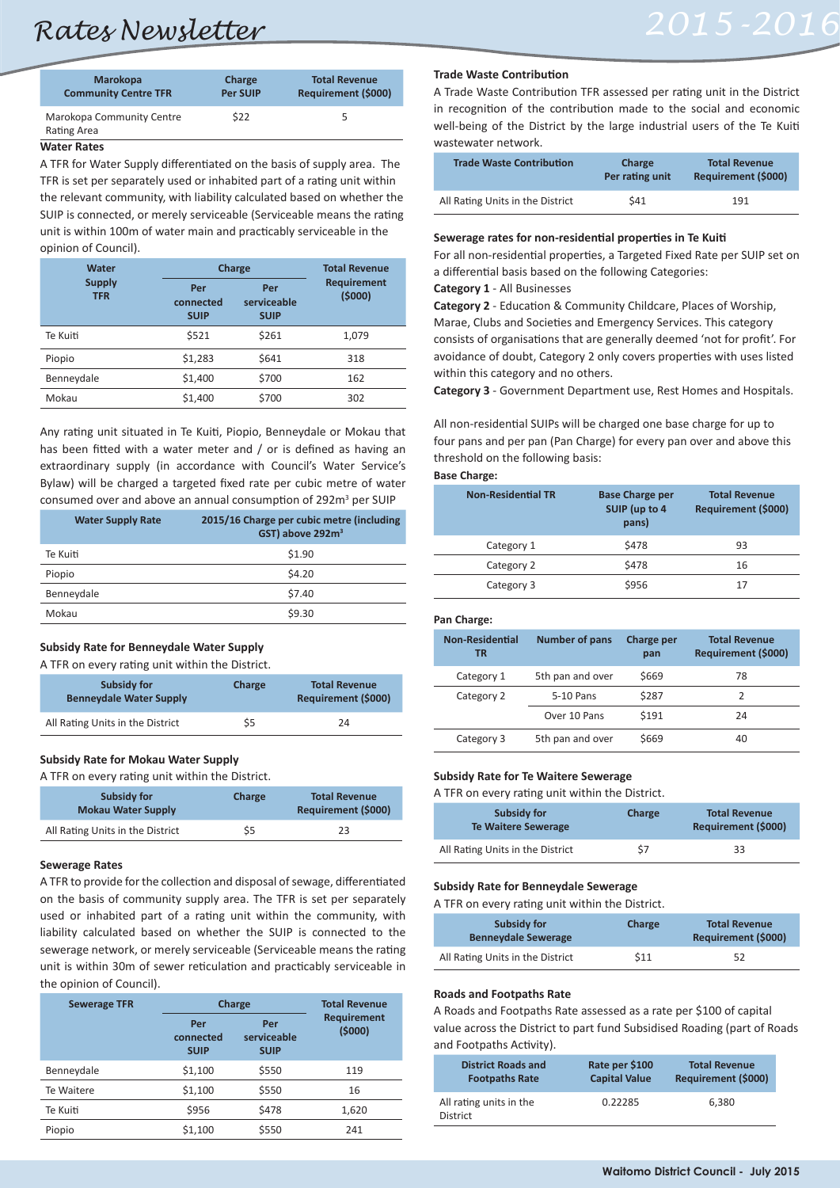| Marokopa Community Centre TFR | Charge Per SUIP | Total Revenue Requirement ($000) |
|---|---|---|
| Marokopa Community Centre Rating Area | $22 | 5 |

**Water Rates**

A TFR for Water Supply differentiated on the basis of supply area. The TFR is set per separately used or inhabited part of a rating unit within the relevant community, with liability calculated based on whether the SUIP is connected, or merely serviceable (Serviceable means the rating unit is within 100m of water main and practicably serviceable in the opinion of Council).

| Water Supply TFR | Charge | | Total Revenue Requirement ($000) |
|---|---|---|---|
| | Per connected SUIP | Per serviceable SUIP | |
| Te Kuiti | $521 | $261 | 1,079 |
| Piopio | $1,283 | $641 | 318 |
| Benneydale | $1,400 | $700 | 162 |
| Mokau | $1,400 | $700 | 302 |

Any rating unit situated in Te Kuiti, Piopio, Benneydale or Mokau that has been fitted with a water meter and / or is defined as having an extraordinary supply (in accordance with Council's Water Service's Bylaw) will be charged a targeted fixed rate per cubic metre of water consumed over and above an annual consumption of 292m$^3$ per SUIP

| Water Supply Rate | 2015/16 Charge per cubic metre (including GST) above 292m$^3$ |
|---|---|
| Te Kuiti | $1.90 |
| Piopio | $4.20 |
| Benneydale | $7.40 |
| Mokau | $9.30 |

**Subsidy Rate for Benneydale Water Supply**

A TFR on every rating unit within the District.

| Subsidy for Benneydale Water Supply | Charge | Total Revenue Requirement ($000) |
|---|---|---|
| All Rating Units in the District | $5 | 24 |

**Subsidy Rate for Mokau Water Supply**

A TFR on every rating unit within the District.

| Subsidy for Mokau Water Supply | Charge | Total Revenue Requirement ($000) |
|---|---|---|
| All Rating Units in the District | $5 | 23 |

**Sewerage Rates**

A TFR to provide for the collection and disposal of sewage, differentiated on the basis of community supply area. The TFR is set per separately used or inhabited part of a rating unit within the community, with liability calculated based on whether the SUIP is connected to the sewerage network, or merely serviceable (Serviceable means the rating unit is within 30m of sewer reticulation and practicably serviceable in the opinion of Council).

| Sewerage TFR | Charge | | Total Revenue Requirement ($000) |
|---|---|---|---|
| | Per connected SUIP | Per serviceable SUIP | |
| Benneydale | $1,100 | $550 | 119 |
| Te Waitere | $1,100 | $550 | 16 |
| Te Kuiti | $956 | $478 | 1,620 |
| Piopio | $1,100 | $550 | 241 |

**Trade Waste Contribution**

A Trade Waste Contribution TFR assessed per rating unit in the District in recognition of the contribution made to the social and economic well-being of the District by the large industrial users of the Te Kuiti wastewater network.

| Trade Waste Contribution | Charge Per rating unit | Total Revenue Requirement ($000) |
|---|---|---|
| All Rating Units in the District | $41 | 191 |

**Sewerage rates for non-residential properties in Te Kuiti**

For all non-residential properties, a Targeted Fixed Rate per SUIP set on a differential basis based on the following Categories:

**Category 1** - All Businesses

**Category 2** - Education & Community Childcare, Places of Worship, Marae, Clubs and Societies and Emergency Services. This category consists of organisations that are generally deemed 'not for profit'. For avoidance of doubt, Category 2 only covers properties with uses listed within this category and no others.

**Category 3** - Government Department use, Rest Homes and Hospitals.

All non-residential SUIPs will be charged one base charge for up to four pans and per pan (Pan Charge) for every pan over and above this threshold on the following basis:

**Base Charge:**

| Non-Residential TR | Base Charge per SUIP (up to 4 pans) | Total Revenue Requirement ($000) |
|---|---|---|
| Category 1 | $478 | 93 |
| Category 2 | $478 | 16 |
| Category 3 | $956 | 17 |

**Pan Charge:**

| Non-Residential TR | Number of pans | Charge per pan | Total Revenue Requirement ($000) |
|---|---|---|---|
| Category 1 | 5th pan and over | $669 | 78 |
| Category 2 | 5-10 Pans | $287 | 2 |
| | Over 10 Pans | $191 | 24 |
| Category 3 | 5th pan and over | $669 | 40 |

**Subsidy Rate for Te Waitere Sewerage**

A TFR on every rating unit within the District.

| Subsidy for Te Waitere Sewerage | Charge | Total Revenue Requirement ($000) |
|---|---|---|
| All Rating Units in the District | $7 | 33 |

**Subsidy Rate for Benneydale Sewerage**

A TFR on every rating unit within the District.

| Subsidy for Benneydale Sewerage | Charge | Total Revenue Requirement ($000) |
|---|---|---|
| All Rating Units in the District | $11 | 52 |

**Roads and Footpaths Rate**

A Roads and Footpaths Rate assessed as a rate per $100 of capital value across the District to part fund Subsidised Roading (part of Roads and Footpaths Activity).

| District Roads and Footpaths Rate | Rate per $100 Capital Value | Total Revenue Requirement ($000) |
|---|---|---|
| All rating units in the District | 0.22285 | 6,380 |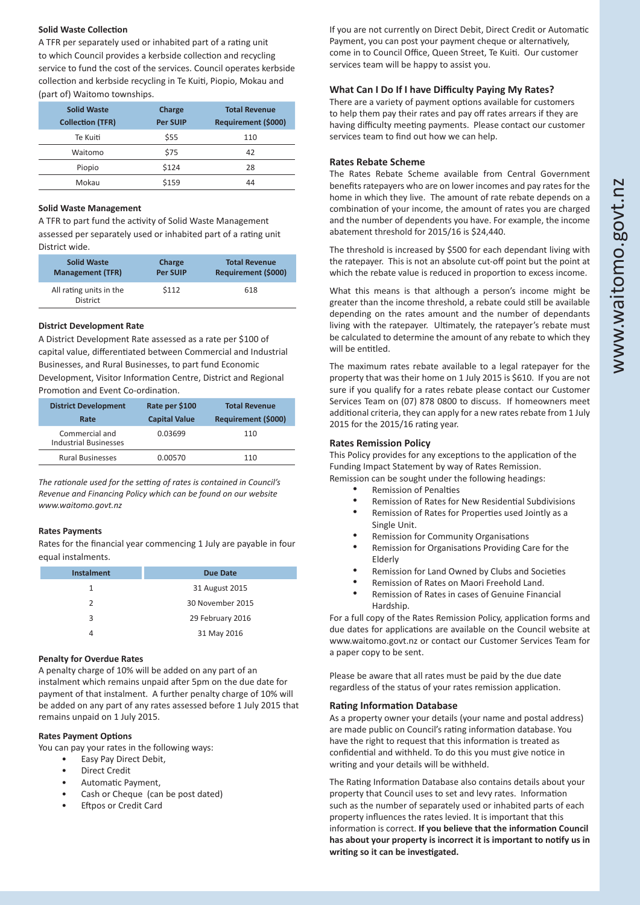### Solid Waste Collection

A TFR per separately used or inhabited part of a rating unit to which Council provides a kerbside collection and recycling service to fund the cost of the services. Council operates kerbside collection and kerbside recycling in Te Kuiti, Piopio, Mokau and (part of) Waitomo townships.

| Solid Waste Collection (TFR) | Charge Per SUIP | Total Revenue Requirement ($000) |
|---|---|---|
| Te Kuiti | $55 | 110 |
| Waitomo | $75 | 42 |
| Piopio | $124 | 28 |
| Mokau | $159 | 44 |

### Solid Waste Management

A TFR to part fund the activity of Solid Waste Management assessed per separately used or inhabited part of a rating unit District wide.

| Solid Waste Management (TFR) | Charge Per SUIP | Total Revenue Requirement ($000) |
|---|---|---|
| All rating units in the District | $112 | 618 |

### District Development Rate

A District Development Rate assessed as a rate per $100 of capital value, differentiated between Commercial and Industrial Businesses, and Rural Businesses, to part fund Economic Development, Visitor Information Centre, District and Regional Promotion and Event Co-ordination.

| District Development Rate | Rate per $100 Capital Value | Total Revenue Requirement ($000) |
|---|---|---|
| Commercial and Industrial Businesses | 0.03699 | 110 |
| Rural Businesses | 0.00570 | 110 |

*The rationale used for the setting of rates is contained in Council's Revenue and Financing Policy which can be found on our website www.waitomo.govt.nz*

### Rates Payments

Rates for the financial year commencing 1 July are payable in four equal instalments.

| Instalment | Due Date |
|---|---|
| 1 | 31 August 2015 |
| 2 | 30 November 2015 |
| 3 | 29 February 2016 |
| 4 | 31 May 2016 |

### Penalty for Overdue Rates

A penalty charge of 10% will be added on any part of an instalment which remains unpaid after 5pm on the due date for payment of that instalment. A further penalty charge of 10% will be added on any part of any rates assessed before 1 July 2015 that remains unpaid on 1 July 2015.

### Rates Payment Options

You can pay your rates in the following ways:

- Easy Pay Direct Debit,
- Direct Credit
- Automatic Payment,
- Cash or Cheque (can be post dated)
- Eftpos or Credit Card

If you are not currently on Direct Debit, Direct Credit or Automatic Payment, you can post your payment cheque or alternatively, come in to Council Office, Queen Street, Te Kuiti. Our customer services team will be happy to assist you.

### What Can I Do If I have Difficulty Paying My Rates?

There are a variety of payment options available for customers to help them pay their rates and pay off rates arrears if they are having difficulty meeting payments. Please contact our customer services team to find out how we can help.

### Rates Rebate Scheme

The Rates Rebate Scheme available from Central Government benefits ratepayers who are on lower incomes and pay rates for the home in which they live. The amount of rate rebate depends on a combination of your income, the amount of rates you are charged and the number of dependents you have. For example, the income abatement threshold for 2015/16 is $24,440.

The threshold is increased by $500 for each dependant living with the ratepayer. This is not an absolute cut-off point but the point at which the rebate value is reduced in proportion to excess income.

What this means is that although a person's income might be greater than the income threshold, a rebate could still be available depending on the rates amount and the number of dependants living with the ratepayer. Ultimately, the ratepayer's rebate must be calculated to determine the amount of any rebate to which they will be entitled.

The maximum rates rebate available to a legal ratepayer for the property that was their home on 1 July 2015 is $610. If you are not sure if you qualify for a rates rebate please contact our Customer Services Team on (07) 878 0800 to discuss. If homeowners meet additional criteria, they can apply for a new rates rebate from 1 July 2015 for the 2015/16 rating year.

### Rates Remission Policy

This Policy provides for any exceptions to the application of the Funding Impact Statement by way of Rates Remission.
Remission can be sought under the following headings:

- Remission of Penalties
- Remission of Rates for New Residential Subdivisions
- Remission of Rates for Properties used Jointly as a Single Unit.
- Remission for Community Organisations
- Remission for Organisations Providing Care for the Elderly
- Remission for Land Owned by Clubs and Societies
- Remission of Rates on Maori Freehold Land.
- Remission of Rates in cases of Genuine Financial Hardship.

For a full copy of the Rates Remission Policy, application forms and due dates for applications are available on the Council website at www.waitomo.govt.nz or contact our Customer Services Team for a paper copy to be sent.

Please be aware that all rates must be paid by the due date regardless of the status of your rates remission application.

### Rating Information Database

As a property owner your details (your name and postal address) are made public on Council's rating information database. You have the right to request that this information is treated as confidential and withheld. To do this you must give notice in writing and your details will be withheld.

The Rating Information Database also contains details about your property that Council uses to set and levy rates. Information such as the number of separately used or inhabited parts of each property influences the rates levied. It is important that this information is correct. **If you believe that the information Council has about your property is incorrect it is important to notify us in writing so it can be investigated.**